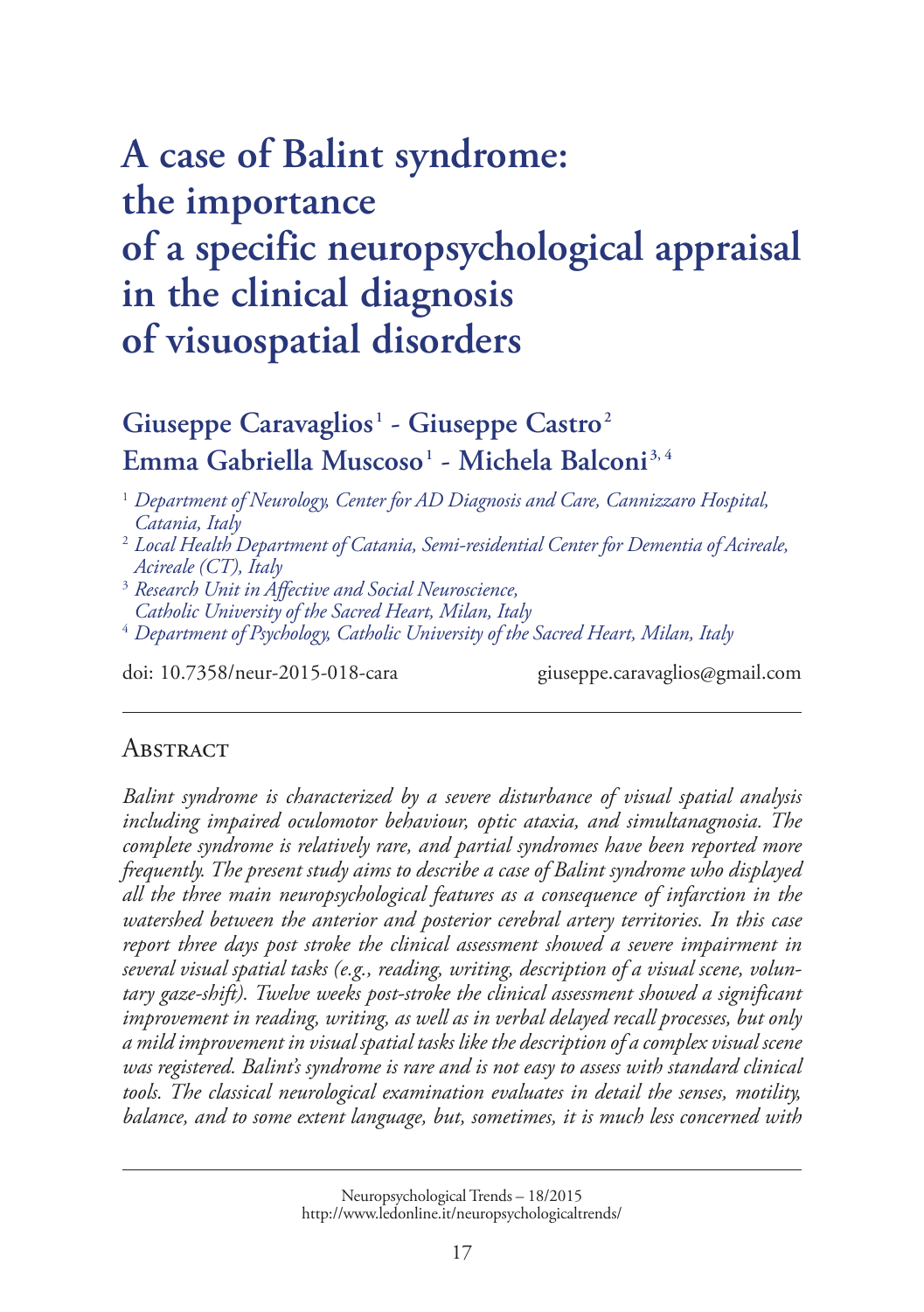# A case of Balint syndrome: the importance of a specific neuropsychological appraisal in the clinical diagnosis of visuospatial disorders

**Giuseppe Caravaglios**[1] **- Giuseppe Castro**[2]
**Emma Gabriella Muscoso**[1] **- Michela Balconi**[3, 4]

[1] *Department of Neurology, Center for AD Diagnosis and Care, Cannizzaro Hospital, Catania, Italy*
[2] *Local Health Department of Catania, Semi-residential Center for Dementia of Acireale, Acireale (CT), Italy*
[3] *Research Unit in Affective and Social Neuroscience, Catholic University of the Sacred Heart, Milan, Italy*
[4] *Department of Psychology, Catholic University of the Sacred Heart, Milan, Italy*

doi: 10.7358/neur-2015-018-cara giuseppe.caravaglios@gmail.com

## Abstract

*Balint syndrome is characterized by a severe disturbance of visual spatial analysis including impaired oculomotor behaviour, optic ataxia, and simultanagnosia. The complete syndrome is relatively rare, and partial syndromes have been reported more frequently. The present study aims to describe a case of Balint syndrome who displayed all the three main neuropsychological features as a consequence of infarction in the watershed between the anterior and posterior cerebral artery territories. In this case report three days post stroke the clinical assessment showed a severe impairment in several visual spatial tasks (e.g., reading, writing, description of a visual scene, voluntary gaze-shift). Twelve weeks post-stroke the clinical assessment showed a significant improvement in reading, writing, as well as in verbal delayed recall processes, but only a mild improvement in visual spatial tasks like the description of a complex visual scene was registered. Balint's syndrome is rare and is not easy to assess with standard clinical tools. The classical neurological examination evaluates in detail the senses, motility, balance, and to some extent language, but, sometimes, it is much less concerned with*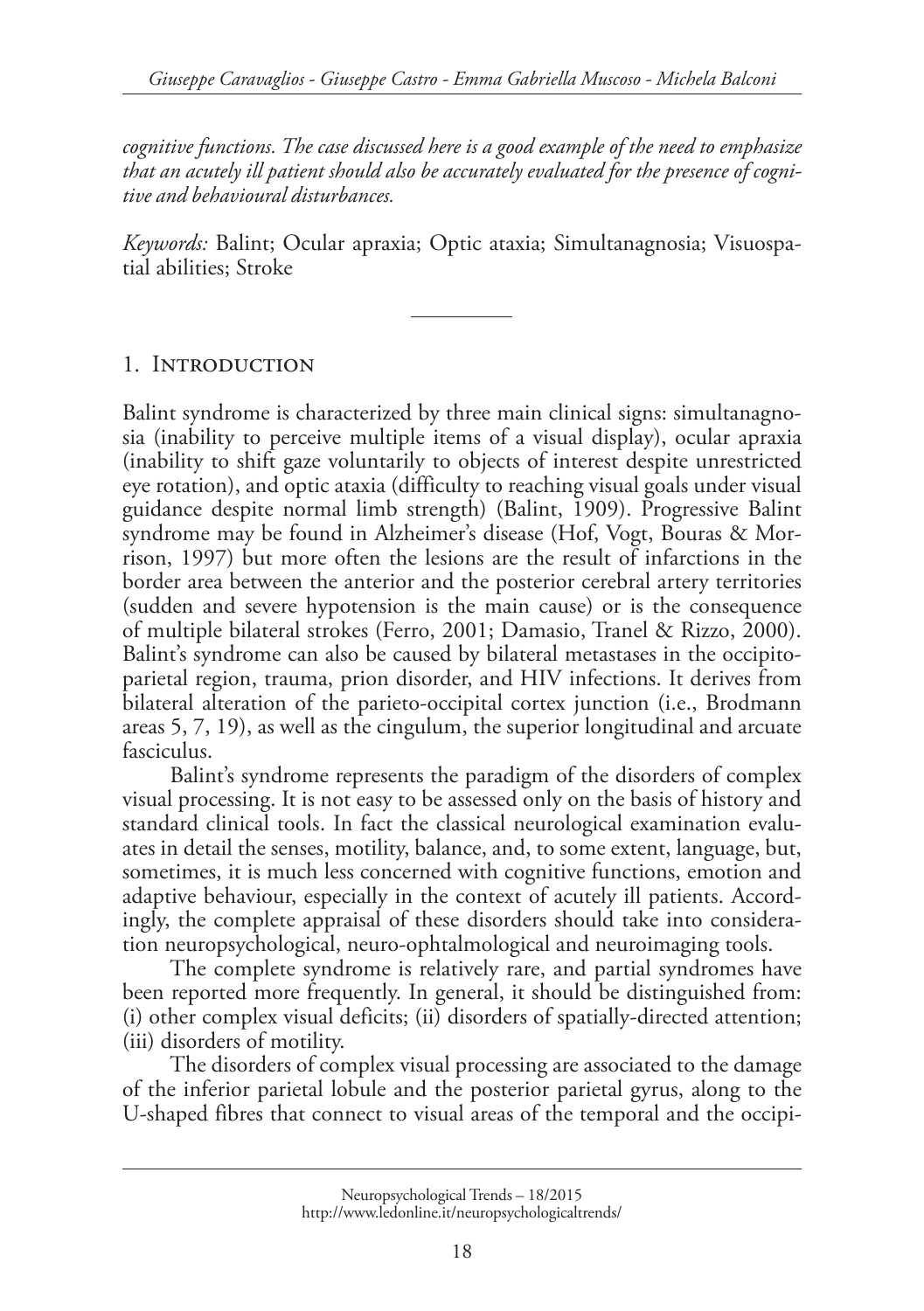*cognitive functions. The case discussed here is a good example of the need to emphasize that an acutely ill patient should also be accurately evaluated for the presence of cognitive and behavioural disturbances.*

*Keywords:* Balint; Ocular apraxia; Optic ataxia; Simultanagnosia; Visuospatial abilities; Stroke

---

## 1. Introduction

Balint syndrome is characterized by three main clinical signs: simultanagnosia (inability to perceive multiple items of a visual display), ocular apraxia (inability to shift gaze voluntarily to objects of interest despite unrestricted eye rotation), and optic ataxia (difficulty to reaching visual goals under visual guidance despite normal limb strength) (Balint, 1909). Progressive Balint syndrome may be found in Alzheimer's disease (Hof, Vogt, Bouras & Morrison, 1997) but more often the lesions are the result of infarctions in the border area between the anterior and the posterior cerebral artery territories (sudden and severe hypotension is the main cause) or is the consequence of multiple bilateral strokes (Ferro, 2001; Damasio, Tranel & Rizzo, 2000). Balint's syndrome can also be caused by bilateral metastases in the occipitoparietal region, trauma, prion disorder, and HIV infections. It derives from bilateral alteration of the parieto-occipital cortex junction (i.e., Brodmann areas 5, 7, 19), as well as the cingulum, the superior longitudinal and arcuate fasciculus.

Balint's syndrome represents the paradigm of the disorders of complex visual processing. It is not easy to be assessed only on the basis of history and standard clinical tools. In fact the classical neurological examination evaluates in detail the senses, motility, balance, and, to some extent, language, but, sometimes, it is much less concerned with cognitive functions, emotion and adaptive behaviour, especially in the context of acutely ill patients. Accordingly, the complete appraisal of these disorders should take into consideration neuropsychological, neuro-ophtalmological and neuroimaging tools.

The complete syndrome is relatively rare, and partial syndromes have been reported more frequently. In general, it should be distinguished from: (i) other complex visual deficits; (ii) disorders of spatially-directed attention; (iii) disorders of motility.

The disorders of complex visual processing are associated to the damage of the inferior parietal lobule and the posterior parietal gyrus, along to the U-shaped fibres that connect to visual areas of the temporal and the occipi-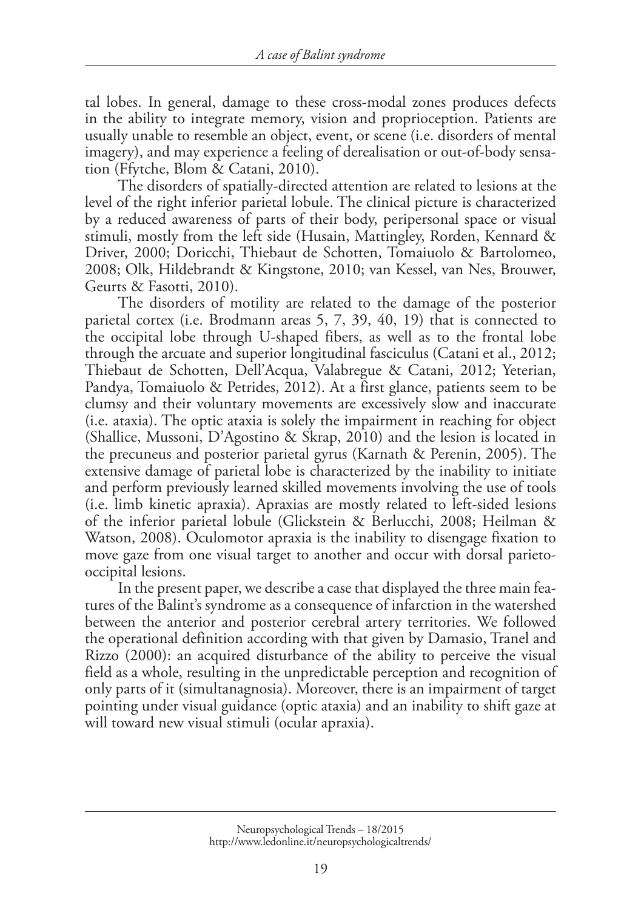tal lobes. In general, damage to these cross-modal zones produces defects in the ability to integrate memory, vision and proprioception. Patients are usually unable to resemble an object, event, or scene (i.e. disorders of mental imagery), and may experience a feeling of derealisation or out-of-body sensation (Ffytche, Blom & Catani, 2010).

The disorders of spatially-directed attention are related to lesions at the level of the right inferior parietal lobule. The clinical picture is characterized by a reduced awareness of parts of their body, peripersonal space or visual stimuli, mostly from the left side (Husain, Mattingley, Rorden, Kennard & Driver, 2000; Doricchi, Thiebaut de Schotten, Tomaiuolo & Bartolomeo, 2008; Olk, Hildebrandt & Kingstone, 2010; van Kessel, van Nes, Brouwer, Geurts & Fasotti, 2010).

The disorders of motility are related to the damage of the posterior parietal cortex (i.e. Brodmann areas 5, 7, 39, 40, 19) that is connected to the occipital lobe through U-shaped fibers, as well as to the frontal lobe through the arcuate and superior longitudinal fasciculus (Catani et al., 2012; Thiebaut de Schotten, Dell'Acqua, Valabregue & Catani, 2012; Yeterian, Pandya, Tomaiuolo & Petrides, 2012). At a first glance, patients seem to be clumsy and their voluntary movements are excessively slow and inaccurate (i.e. ataxia). The optic ataxia is solely the impairment in reaching for object (Shallice, Mussoni, D'Agostino & Skrap, 2010) and the lesion is located in the precuneus and posterior parietal gyrus (Karnath & Perenin, 2005). The extensive damage of parietal lobe is characterized by the inability to initiate and perform previously learned skilled movements involving the use of tools (i.e. limb kinetic apraxia). Apraxias are mostly related to left-sided lesions of the inferior parietal lobule (Glickstein & Berlucchi, 2008; Heilman & Watson, 2008). Oculomotor apraxia is the inability to disengage fixation to move gaze from one visual target to another and occur with dorsal parieto-occipital lesions.

In the present paper, we describe a case that displayed the three main features of the Balint's syndrome as a consequence of infarction in the watershed between the anterior and posterior cerebral artery territories. We followed the operational definition according with that given by Damasio, Tranel and Rizzo (2000): an acquired disturbance of the ability to perceive the visual field as a whole, resulting in the unpredictable perception and recognition of only parts of it (simultanagnosia). Moreover, there is an impairment of target pointing under visual guidance (optic ataxia) and an inability to shift gaze at will toward new visual stimuli (ocular apraxia).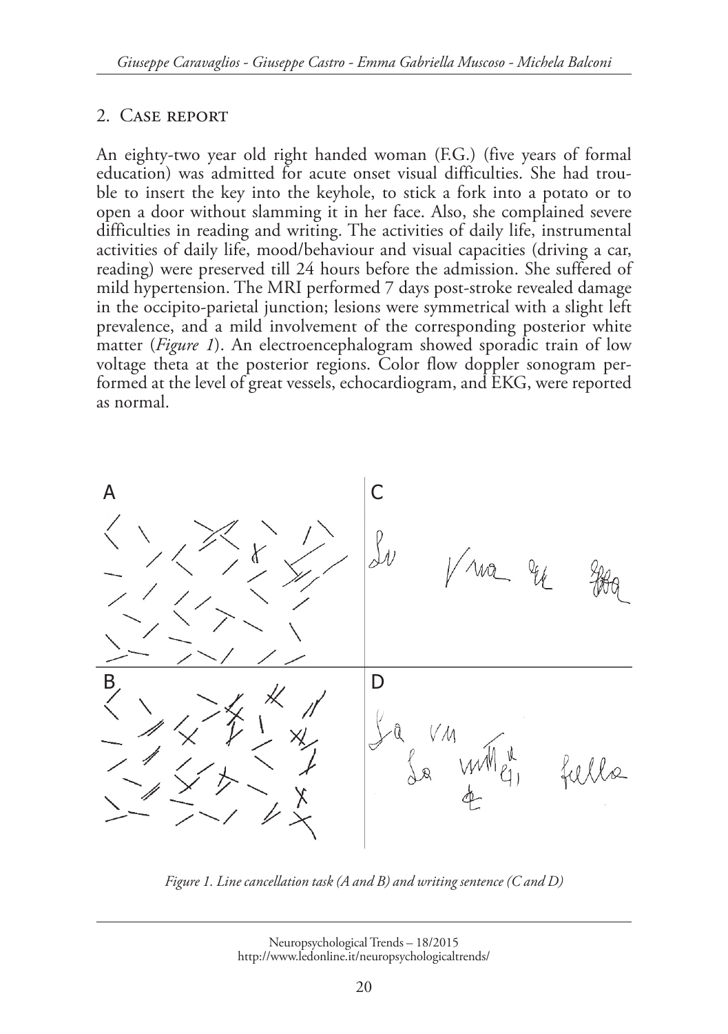## 2. Case report

An eighty-two year old right handed woman (F.G.) (five years of formal education) was admitted for acute onset visual difficulties. She had trouble to insert the key into the keyhole, to stick a fork into a potato or to open a door without slamming it in her face. Also, she complained severe difficulties in reading and writing. The activities of daily life, instrumental activities of daily life, mood/behaviour and visual capacities (driving a car, reading) were preserved till 24 hours before the admission. She suffered of mild hypertension. The MRI performed 7 days post-stroke revealed damage in the occipito-parietal junction; lesions were symmetrical with a slight left prevalence, and a mild involvement of the corresponding posterior white matter (*Figure 1*). An electroencephalogram showed sporadic train of low voltage theta at the posterior regions. Color flow doppler sonogram performed at the level of great vessels, echocardiogram, and EKG, were reported as normal.

*Figure 1. Line cancellation task (A and B) and writing sentence (C and D)*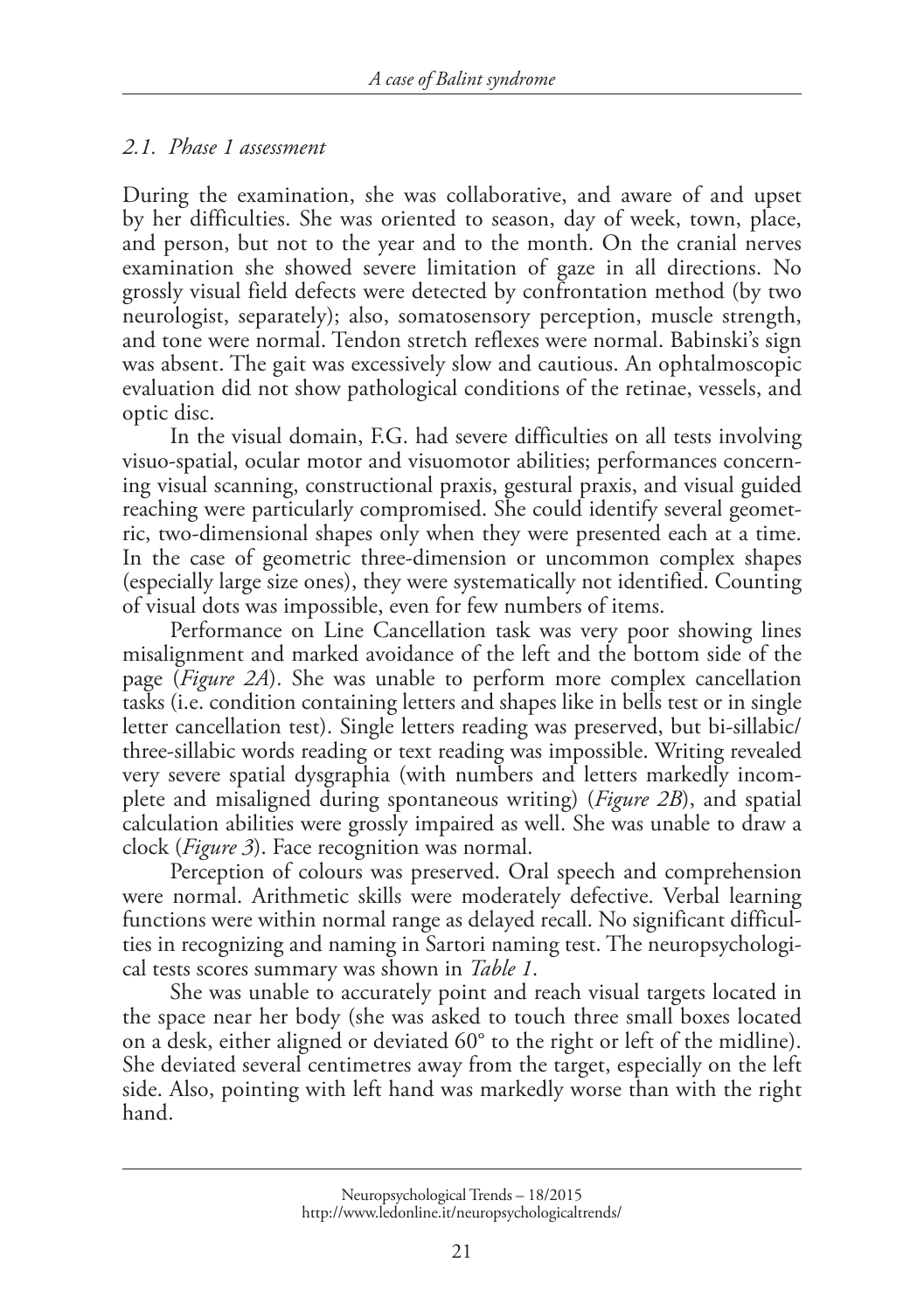### *2.1. Phase 1 assessment*

During the examination, she was collaborative, and aware of and upset by her difficulties. She was oriented to season, day of week, town, place, and person, but not to the year and to the month. On the cranial nerves examination she showed severe limitation of gaze in all directions. No grossly visual field defects were detected by confrontation method (by two neurologist, separately); also, somatosensory perception, muscle strength, and tone were normal. Tendon stretch reflexes were normal. Babinski's sign was absent. The gait was excessively slow and cautious. An ophtalmoscopic evaluation did not show pathological conditions of the retinae, vessels, and optic disc.

In the visual domain, F.G. had severe difficulties on all tests involving visuo-spatial, ocular motor and visuomotor abilities; performances concerning visual scanning, constructional praxis, gestural praxis, and visual guided reaching were particularly compromised. She could identify several geometric, two-dimensional shapes only when they were presented each at a time. In the case of geometric three-dimension or uncommon complex shapes (especially large size ones), they were systematically not identified. Counting of visual dots was impossible, even for few numbers of items.

Performance on Line Cancellation task was very poor showing lines misalignment and marked avoidance of the left and the bottom side of the page (*Figure 2A*). She was unable to perform more complex cancellation tasks (i.e. condition containing letters and shapes like in bells test or in single letter cancellation test). Single letters reading was preserved, but bi-sillabic/three-sillabic words reading or text reading was impossible. Writing revealed very severe spatial dysgraphia (with numbers and letters markedly incomplete and misaligned during spontaneous writing) (*Figure 2B*), and spatial calculation abilities were grossly impaired as well. She was unable to draw a clock (*Figure 3*). Face recognition was normal.

Perception of colours was preserved. Oral speech and comprehension were normal. Arithmetic skills were moderately defective. Verbal learning functions were within normal range as delayed recall. No significant difficulties in recognizing and naming in Sartori naming test. The neuropsychological tests scores summary was shown in *Table 1*.

She was unable to accurately point and reach visual targets located in the space near her body (she was asked to touch three small boxes located on a desk, either aligned or deviated 60° to the right or left of the midline). She deviated several centimetres away from the target, especially on the left side. Also, pointing with left hand was markedly worse than with the right hand.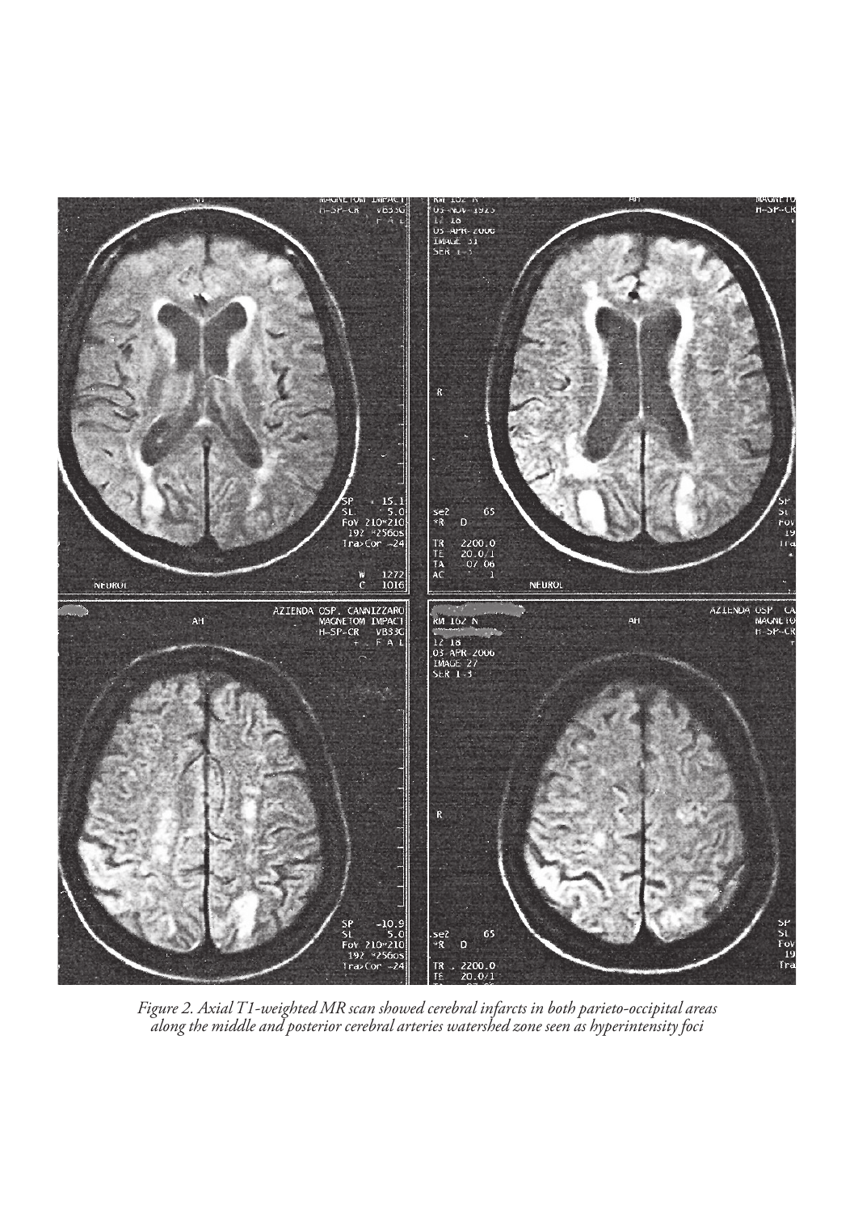*Figure 2. Axial T1-weighted MR scan showed cerebral infarcts in both parieto-occipital areas along the middle and posterior cerebral arteries watershed zone seen as hyperintensity foci*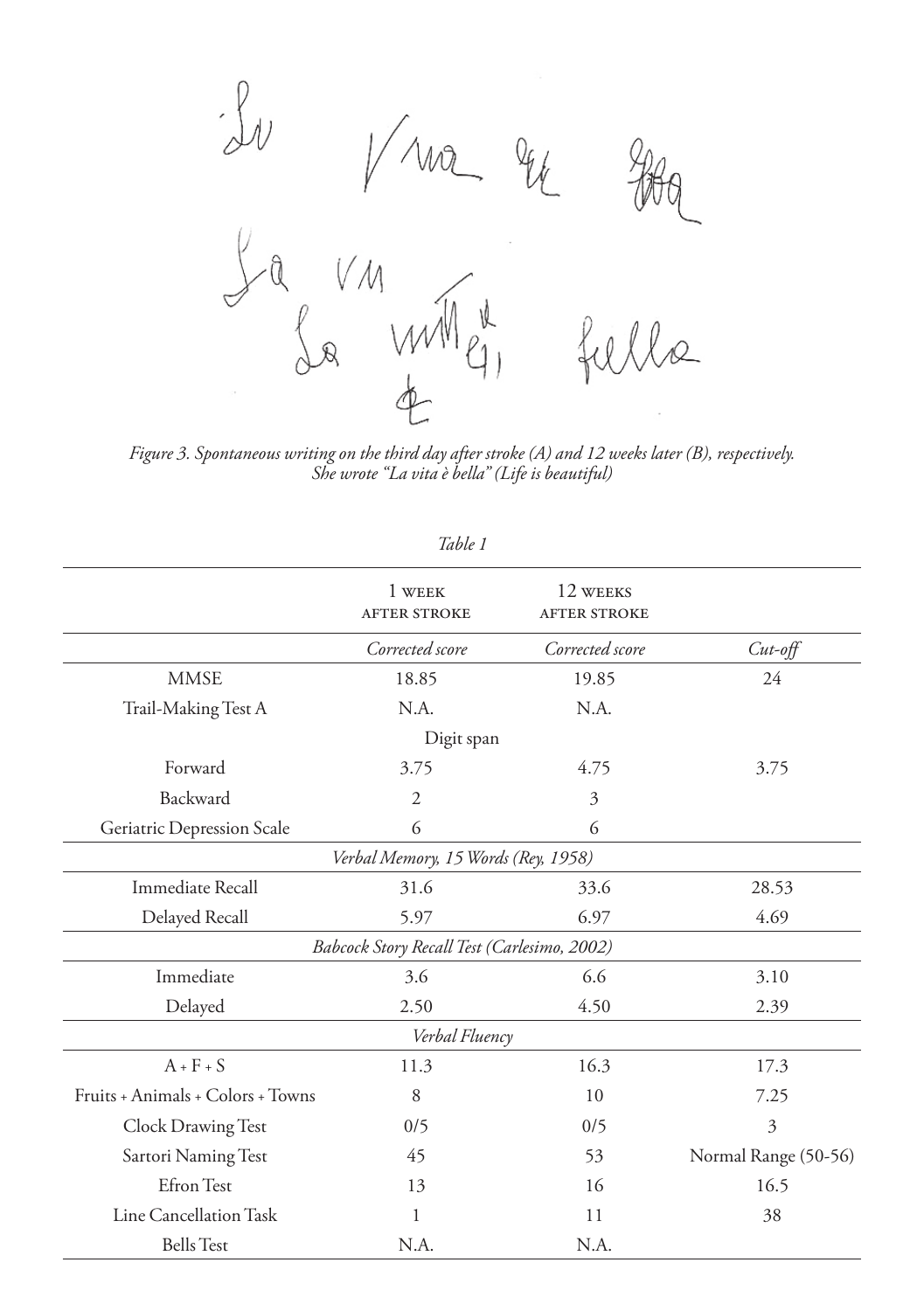*Figure 3. Spontaneous writing on the third day after stroke (A) and 12 weeks later (B), respectively. She wrote "La vita è bella" (Life is beautiful)*

*Table 1*

| | 1 WEEK AFTER STROKE | 12 WEEKS AFTER STROKE | |
|---|---|---|---|
| | *Corrected score* | *Corrected score* | *Cut-off* |
| MMSE | 18.85 | 19.85 | 24 |
| Trail-Making Test A | N.A. | N.A. | |
| | Digit span | | |
| Forward | 3.75 | 4.75 | 3.75 |
| Backward | 2 | 3 | |
| Geriatric Depression Scale | 6 | 6 | |
| | *Verbal Memory, 15 Words (Rey, 1958)* | | |
| Immediate Recall | 31.6 | 33.6 | 28.53 |
| Delayed Recall | 5.97 | 6.97 | 4.69 |
| | *Babcock Story Recall Test (Carlesimo, 2002)* | | |
| Immediate | 3.6 | 6.6 | 3.10 |
| Delayed | 2.50 | 4.50 | 2.39 |
| | *Verbal Fluency* | | |
| A + F + S | 11.3 | 16.3 | 17.3 |
| Fruits + Animals + Colors + Towns | 8 | 10 | 7.25 |
| Clock Drawing Test | 0/5 | 0/5 | 3 |
| Sartori Naming Test | 45 | 53 | Normal Range (50-56) |
| Efron Test | 13 | 16 | 16.5 |
| Line Cancellation Task | 1 | 11 | 38 |
| Bells Test | N.A. | N.A. | |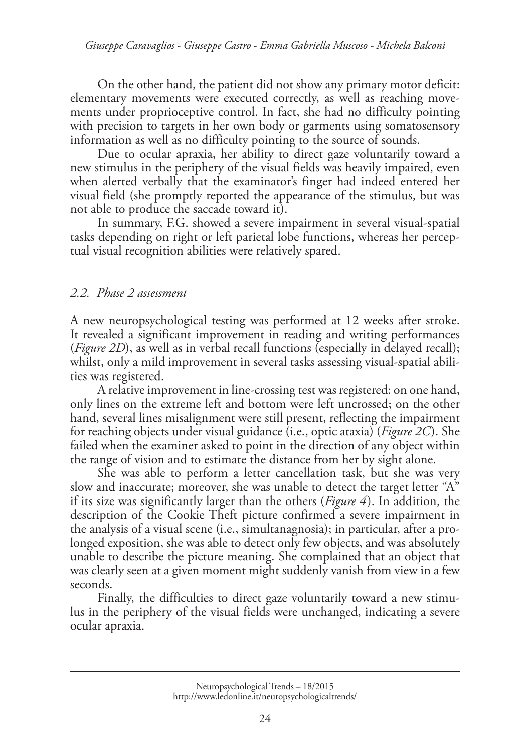On the other hand, the patient did not show any primary motor deficit: elementary movements were executed correctly, as well as reaching movements under proprioceptive control. In fact, she had no difficulty pointing with precision to targets in her own body or garments using somatosensory information as well as no difficulty pointing to the source of sounds.

Due to ocular apraxia, her ability to direct gaze voluntarily toward a new stimulus in the periphery of the visual fields was heavily impaired, even when alerted verbally that the examinator's finger had indeed entered her visual field (she promptly reported the appearance of the stimulus, but was not able to produce the saccade toward it).

In summary, F.G. showed a severe impairment in several visual-spatial tasks depending on right or left parietal lobe functions, whereas her perceptual visual recognition abilities were relatively spared.

### *2.2. Phase 2 assessment*

A new neuropsychological testing was performed at 12 weeks after stroke. It revealed a significant improvement in reading and writing performances (*Figure 2D*), as well as in verbal recall functions (especially in delayed recall); whilst, only a mild improvement in several tasks assessing visual-spatial abilities was registered.

A relative improvement in line-crossing test was registered: on one hand, only lines on the extreme left and bottom were left uncrossed; on the other hand, several lines misalignment were still present, reflecting the impairment for reaching objects under visual guidance (i.e., optic ataxia) (*Figure 2C*). She failed when the examiner asked to point in the direction of any object within the range of vision and to estimate the distance from her by sight alone.

She was able to perform a letter cancellation task, but she was very slow and inaccurate; moreover, she was unable to detect the target letter "A" if its size was significantly larger than the others (*Figure 4*). In addition, the description of the Cookie Theft picture confirmed a severe impairment in the analysis of a visual scene (i.e., simultanagnosia); in particular, after a prolonged exposition, she was able to detect only few objects, and was absolutely unable to describe the picture meaning. She complained that an object that was clearly seen at a given moment might suddenly vanish from view in a few seconds.

Finally, the difficulties to direct gaze voluntarily toward a new stimulus in the periphery of the visual fields were unchanged, indicating a severe ocular apraxia.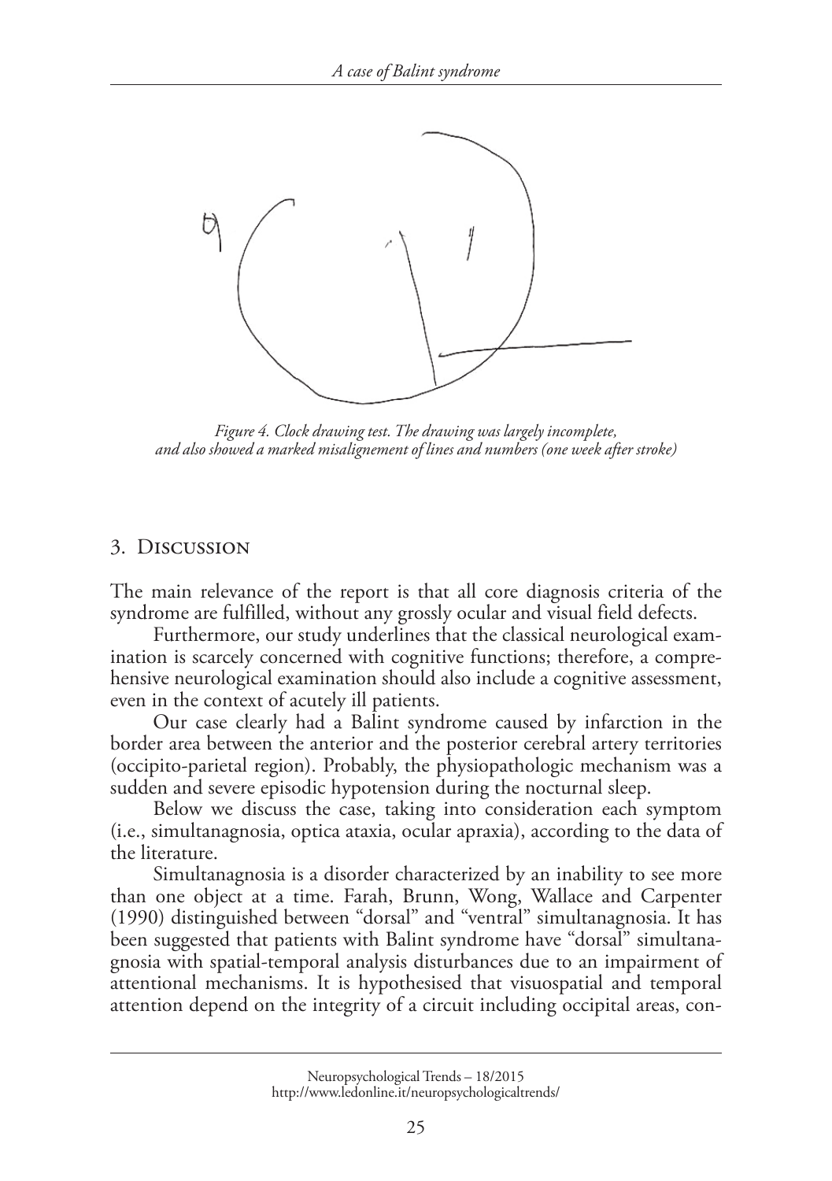*Figure 4. Clock drawing test. The drawing was largely incomplete, and also showed a marked misalignement of lines and numbers (one week after stroke)*

## 3. Discussion

The main relevance of the report is that all core diagnosis criteria of the syndrome are fulfilled, without any grossly ocular and visual field defects.

Furthermore, our study underlines that the classical neurological examination is scarcely concerned with cognitive functions; therefore, a comprehensive neurological examination should also include a cognitive assessment, even in the context of acutely ill patients.

Our case clearly had a Balint syndrome caused by infarction in the border area between the anterior and the posterior cerebral artery territories (occipito-parietal region). Probably, the physiopathologic mechanism was a sudden and severe episodic hypotension during the nocturnal sleep.

Below we discuss the case, taking into consideration each symptom (i.e., simultanagnosia, optica ataxia, ocular apraxia), according to the data of the literature.

Simultanagnosia is a disorder characterized by an inability to see more than one object at a time. Farah, Brunn, Wong, Wallace and Carpenter (1990) distinguished between "dorsal" and "ventral" simultanagnosia. It has been suggested that patients with Balint syndrome have "dorsal" simultanagnosia with spatial-temporal analysis disturbances due to an impairment of attentional mechanisms. It is hypothesised that visuospatial and temporal attention depend on the integrity of a circuit including occipital areas, con-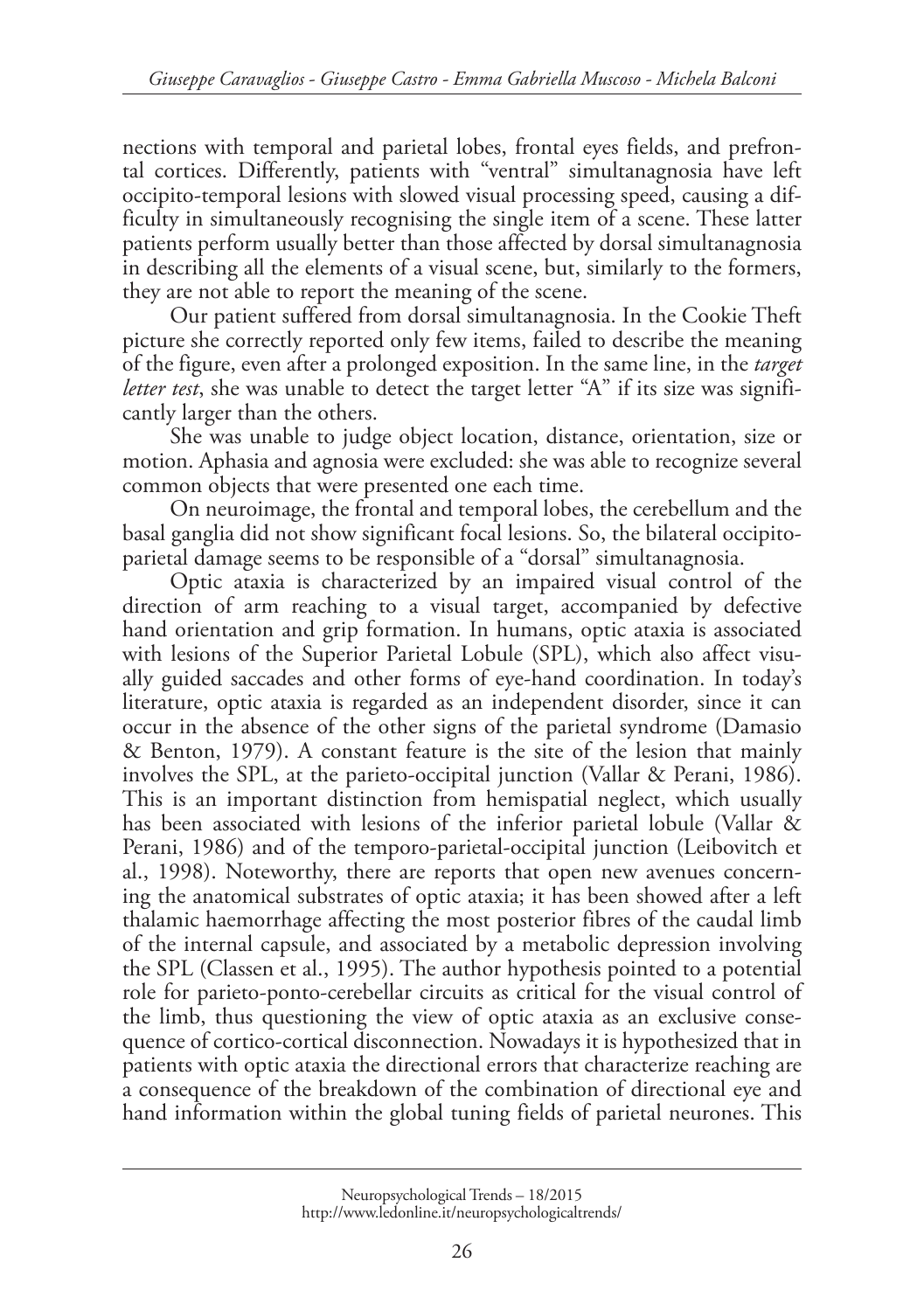nections with temporal and parietal lobes, frontal eyes fields, and prefrontal cortices. Differently, patients with "ventral" simultanagnosia have left occipito-temporal lesions with slowed visual processing speed, causing a difficulty in simultaneously recognising the single item of a scene. These latter patients perform usually better than those affected by dorsal simultanagnosia in describing all the elements of a visual scene, but, similarly to the formers, they are not able to report the meaning of the scene.

Our patient suffered from dorsal simultanagnosia. In the Cookie Theft picture she correctly reported only few items, failed to describe the meaning of the figure, even after a prolonged exposition. In the same line, in the *target letter test*, she was unable to detect the target letter "A" if its size was significantly larger than the others.

She was unable to judge object location, distance, orientation, size or motion. Aphasia and agnosia were excluded: she was able to recognize several common objects that were presented one each time.

On neuroimage, the frontal and temporal lobes, the cerebellum and the basal ganglia did not show significant focal lesions. So, the bilateral occipito-parietal damage seems to be responsible of a "dorsal" simultanagnosia.

Optic ataxia is characterized by an impaired visual control of the direction of arm reaching to a visual target, accompanied by defective hand orientation and grip formation. In humans, optic ataxia is associated with lesions of the Superior Parietal Lobule (SPL), which also affect visually guided saccades and other forms of eye-hand coordination. In today's literature, optic ataxia is regarded as an independent disorder, since it can occur in the absence of the other signs of the parietal syndrome (Damasio & Benton, 1979). A constant feature is the site of the lesion that mainly involves the SPL, at the parieto-occipital junction (Vallar & Perani, 1986). This is an important distinction from hemispatial neglect, which usually has been associated with lesions of the inferior parietal lobule (Vallar & Perani, 1986) and of the temporo-parietal-occipital junction (Leibovitch et al., 1998). Noteworthy, there are reports that open new avenues concerning the anatomical substrates of optic ataxia; it has been showed after a left thalamic haemorrhage affecting the most posterior fibres of the caudal limb of the internal capsule, and associated by a metabolic depression involving the SPL (Classen et al., 1995). The author hypothesis pointed to a potential role for parieto-ponto-cerebellar circuits as critical for the visual control of the limb, thus questioning the view of optic ataxia as an exclusive consequence of cortico-cortical disconnection. Nowadays it is hypothesized that in patients with optic ataxia the directional errors that characterize reaching are a consequence of the breakdown of the combination of directional eye and hand information within the global tuning fields of parietal neurones. This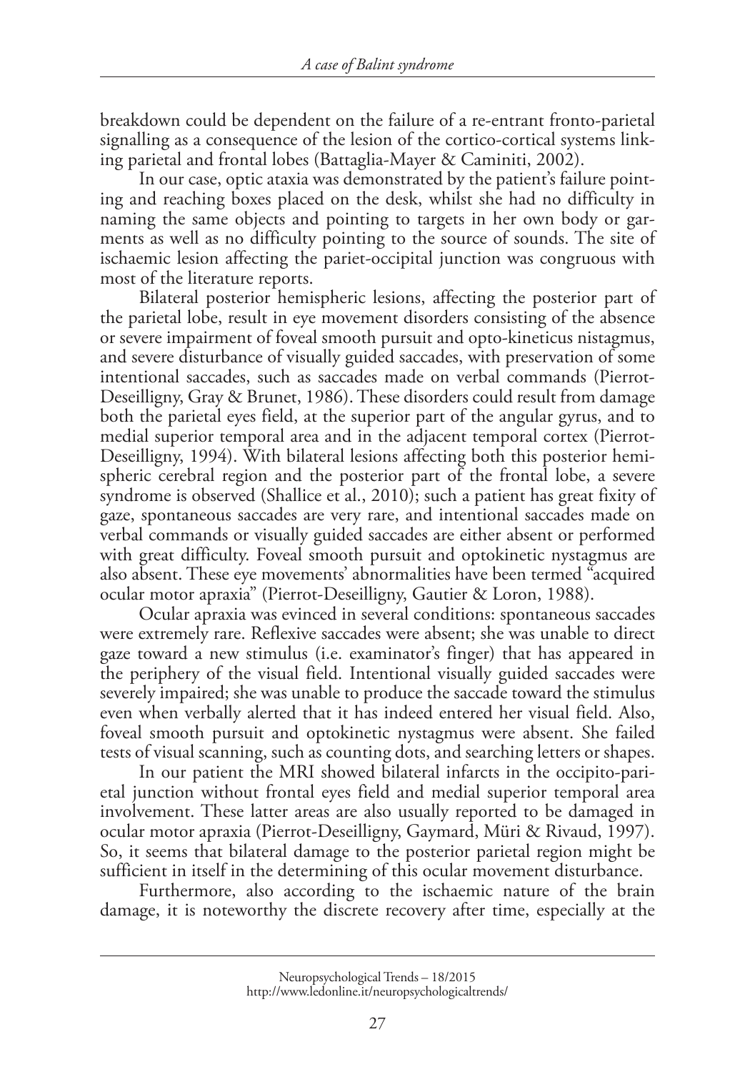breakdown could be dependent on the failure of a re-entrant fronto-parietal signalling as a consequence of the lesion of the cortico-cortical systems linking parietal and frontal lobes (Battaglia-Mayer & Caminiti, 2002).

In our case, optic ataxia was demonstrated by the patient's failure pointing and reaching boxes placed on the desk, whilst she had no difficulty in naming the same objects and pointing to targets in her own body or garments as well as no difficulty pointing to the source of sounds. The site of ischaemic lesion affecting the pariet-occipital junction was congruous with most of the literature reports.

Bilateral posterior hemispheric lesions, affecting the posterior part of the parietal lobe, result in eye movement disorders consisting of the absence or severe impairment of foveal smooth pursuit and opto-kineticus nistagmus, and severe disturbance of visually guided saccades, with preservation of some intentional saccades, such as saccades made on verbal commands (Pierrot-Deseilligny, Gray & Brunet, 1986). These disorders could result from damage both the parietal eyes field, at the superior part of the angular gyrus, and to medial superior temporal area and in the adjacent temporal cortex (Pierrot-Deseilligny, 1994). With bilateral lesions affecting both this posterior hemispheric cerebral region and the posterior part of the frontal lobe, a severe syndrome is observed (Shallice et al., 2010); such a patient has great fixity of gaze, spontaneous saccades are very rare, and intentional saccades made on verbal commands or visually guided saccades are either absent or performed with great difficulty. Foveal smooth pursuit and optokinetic nystagmus are also absent. These eye movements' abnormalities have been termed "acquired ocular motor apraxia" (Pierrot-Deseilligny, Gautier & Loron, 1988).

Ocular apraxia was evinced in several conditions: spontaneous saccades were extremely rare. Reflexive saccades were absent; she was unable to direct gaze toward a new stimulus (i.e. examinator's finger) that has appeared in the periphery of the visual field. Intentional visually guided saccades were severely impaired; she was unable to produce the saccade toward the stimulus even when verbally alerted that it has indeed entered her visual field. Also, foveal smooth pursuit and optokinetic nystagmus were absent. She failed tests of visual scanning, such as counting dots, and searching letters or shapes.

In our patient the MRI showed bilateral infarcts in the occipito-parietal junction without frontal eyes field and medial superior temporal area involvement. These latter areas are also usually reported to be damaged in ocular motor apraxia (Pierrot-Deseilligny, Gaymard, Müri & Rivaud, 1997). So, it seems that bilateral damage to the posterior parietal region might be sufficient in itself in the determining of this ocular movement disturbance.

Furthermore, also according to the ischaemic nature of the brain damage, it is noteworthy the discrete recovery after time, especially at the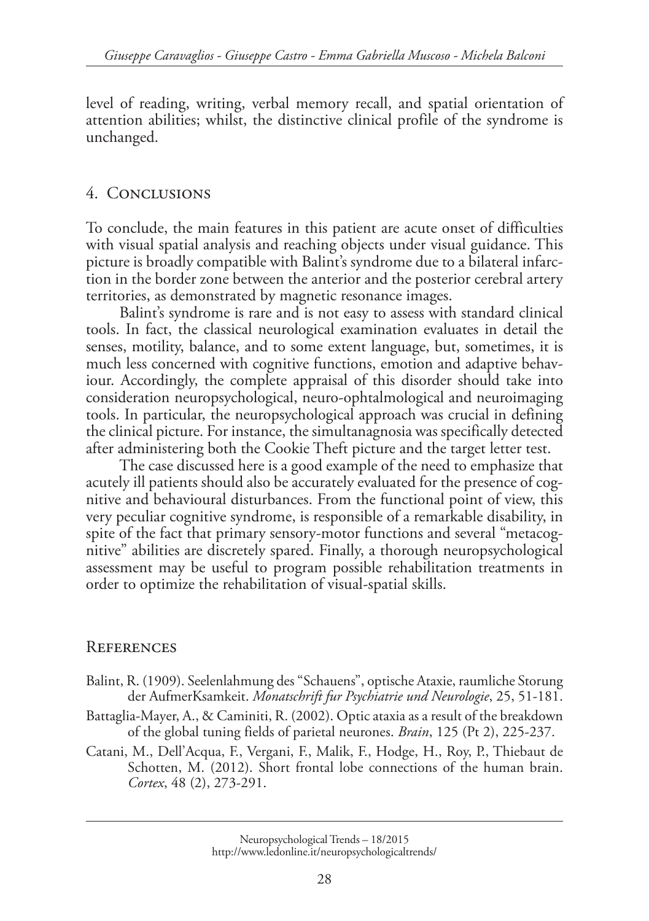level of reading, writing, verbal memory recall, and spatial orientation of attention abilities; whilst, the distinctive clinical profile of the syndrome is unchanged.

## 4. Conclusions

To conclude, the main features in this patient are acute onset of difficulties with visual spatial analysis and reaching objects under visual guidance. This picture is broadly compatible with Balint's syndrome due to a bilateral infarction in the border zone between the anterior and the posterior cerebral artery territories, as demonstrated by magnetic resonance images.

Balint's syndrome is rare and is not easy to assess with standard clinical tools. In fact, the classical neurological examination evaluates in detail the senses, motility, balance, and to some extent language, but, sometimes, it is much less concerned with cognitive functions, emotion and adaptive behaviour. Accordingly, the complete appraisal of this disorder should take into consideration neuropsychological, neuro-ophtalmological and neuroimaging tools. In particular, the neuropsychological approach was crucial in defining the clinical picture. For instance, the simultanagnosia was specifically detected after administering both the Cookie Theft picture and the target letter test.

The case discussed here is a good example of the need to emphasize that acutely ill patients should also be accurately evaluated for the presence of cognitive and behavioural disturbances. From the functional point of view, this very peculiar cognitive syndrome, is responsible of a remarkable disability, in spite of the fact that primary sensory-motor functions and several "metacognitive" abilities are discretely spared. Finally, a thorough neuropsychological assessment may be useful to program possible rehabilitation treatments in order to optimize the rehabilitation of visual-spatial skills.

## References

Balint, R. (1909). Seelenlahmung des "Schauens", optische Ataxie, raumliche Storung der AufmerKsamkeit. *Monatschrift fur Psychiatrie und Neurologie*, 25, 51-181.

Battaglia-Mayer, A., & Caminiti, R. (2002). Optic ataxia as a result of the breakdown of the global tuning fields of parietal neurones. *Brain*, 125 (Pt 2), 225-237.

Catani, M., Dell'Acqua, F., Vergani, F., Malik, F., Hodge, H., Roy, P., Thiebaut de Schotten, M. (2012). Short frontal lobe connections of the human brain. *Cortex*, 48 (2), 273-291.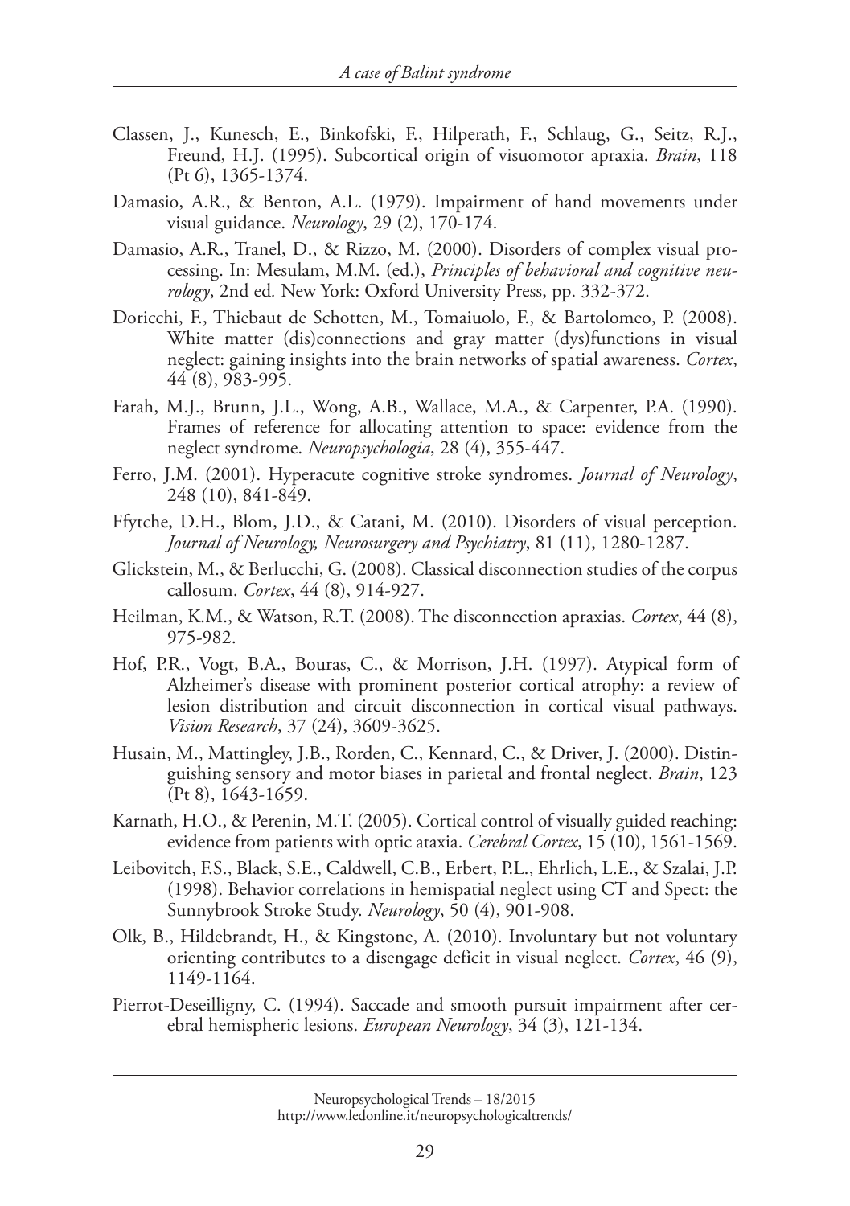Classen, J., Kunesch, E., Binkofski, F., Hilperath, F., Schlaug, G., Seitz, R.J., Freund, H.J. (1995). Subcortical origin of visuomotor apraxia. *Brain*, 118 (Pt 6), 1365-1374.

Damasio, A.R., & Benton, A.L. (1979). Impairment of hand movements under visual guidance. *Neurology*, 29 (2), 170-174.

Damasio, A.R., Tranel, D., & Rizzo, M. (2000). Disorders of complex visual processing. In: Mesulam, M.M. (ed.), *Principles of behavioral and cognitive neurology*, 2nd ed. New York: Oxford University Press, pp. 332-372.

Doricchi, F., Thiebaut de Schotten, M., Tomaiuolo, F., & Bartolomeo, P. (2008). White matter (dis)connections and gray matter (dys)functions in visual neglect: gaining insights into the brain networks of spatial awareness. *Cortex*, 44 (8), 983-995.

Farah, M.J., Brunn, J.L., Wong, A.B., Wallace, M.A., & Carpenter, P.A. (1990). Frames of reference for allocating attention to space: evidence from the neglect syndrome. *Neuropsychologia*, 28 (4), 355-447.

Ferro, J.M. (2001). Hyperacute cognitive stroke syndromes. *Journal of Neurology*, 248 (10), 841-849.

Ffytche, D.H., Blom, J.D., & Catani, M. (2010). Disorders of visual perception. *Journal of Neurology, Neurosurgery and Psychiatry*, 81 (11), 1280-1287.

Glickstein, M., & Berlucchi, G. (2008). Classical disconnection studies of the corpus callosum. *Cortex*, 44 (8), 914-927.

Heilman, K.M., & Watson, R.T. (2008). The disconnection apraxias. *Cortex*, 44 (8), 975-982.

Hof, P.R., Vogt, B.A., Bouras, C., & Morrison, J.H. (1997). Atypical form of Alzheimer's disease with prominent posterior cortical atrophy: a review of lesion distribution and circuit disconnection in cortical visual pathways. *Vision Research*, 37 (24), 3609-3625.

Husain, M., Mattingley, J.B., Rorden, C., Kennard, C., & Driver, J. (2000). Distinguishing sensory and motor biases in parietal and frontal neglect. *Brain*, 123 (Pt 8), 1643-1659.

Karnath, H.O., & Perenin, M.T. (2005). Cortical control of visually guided reaching: evidence from patients with optic ataxia. *Cerebral Cortex*, 15 (10), 1561-1569.

Leibovitch, F.S., Black, S.E., Caldwell, C.B., Erbert, P.L., Ehrlich, L.E., & Szalai, J.P. (1998). Behavior correlations in hemispatial neglect using CT and Spect: the Sunnybrook Stroke Study. *Neurology*, 50 (4), 901-908.

Olk, B., Hildebrandt, H., & Kingstone, A. (2010). Involuntary but not voluntary orienting contributes to a disengage deficit in visual neglect. *Cortex*, 46 (9), 1149-1164.

Pierrot-Deseilligny, C. (1994). Saccade and smooth pursuit impairment after cerebral hemispheric lesions. *European Neurology*, 34 (3), 121-134.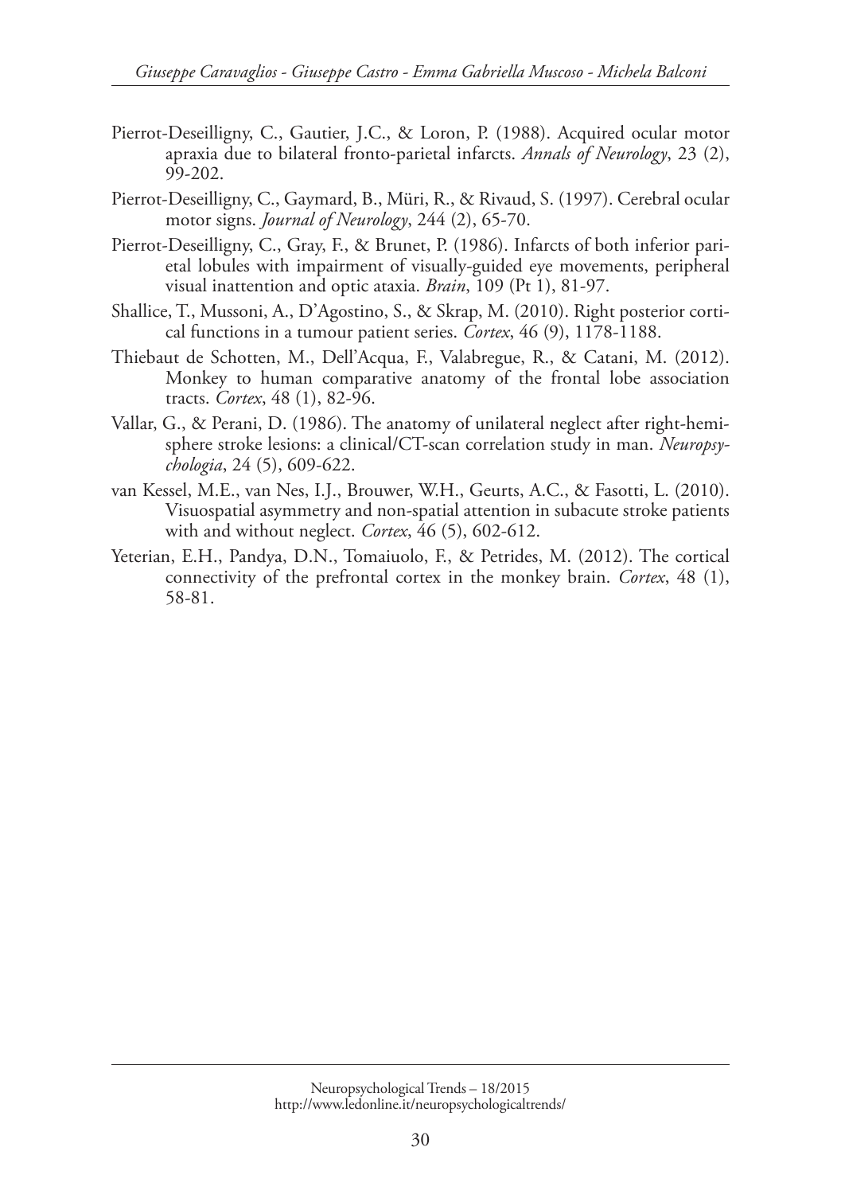Pierrot-Deseilligny, C., Gautier, J.C., & Loron, P. (1988). Acquired ocular motor apraxia due to bilateral fronto-parietal infarcts. *Annals of Neurology*, 23 (2), 99-202.

Pierrot-Deseilligny, C., Gaymard, B., Müri, R., & Rivaud, S. (1997). Cerebral ocular motor signs. *Journal of Neurology*, 244 (2), 65-70.

Pierrot-Deseilligny, C., Gray, F., & Brunet, P. (1986). Infarcts of both inferior parietal lobules with impairment of visually-guided eye movements, peripheral visual inattention and optic ataxia. *Brain*, 109 (Pt 1), 81-97.

Shallice, T., Mussoni, A., D'Agostino, S., & Skrap, M. (2010). Right posterior cortical functions in a tumour patient series. *Cortex*, 46 (9), 1178-1188.

Thiebaut de Schotten, M., Dell'Acqua, F., Valabregue, R., & Catani, M. (2012). Monkey to human comparative anatomy of the frontal lobe association tracts. *Cortex*, 48 (1), 82-96.

Vallar, G., & Perani, D. (1986). The anatomy of unilateral neglect after right-hemisphere stroke lesions: a clinical/CT-scan correlation study in man. *Neuropsychologia*, 24 (5), 609-622.

van Kessel, M.E., van Nes, I.J., Brouwer, W.H., Geurts, A.C., & Fasotti, L. (2010). Visuospatial asymmetry and non-spatial attention in subacute stroke patients with and without neglect. *Cortex*, 46 (5), 602-612.

Yeterian, E.H., Pandya, D.N., Tomaiuolo, F., & Petrides, M. (2012). The cortical connectivity of the prefrontal cortex in the monkey brain. *Cortex*, 48 (1), 58-81.